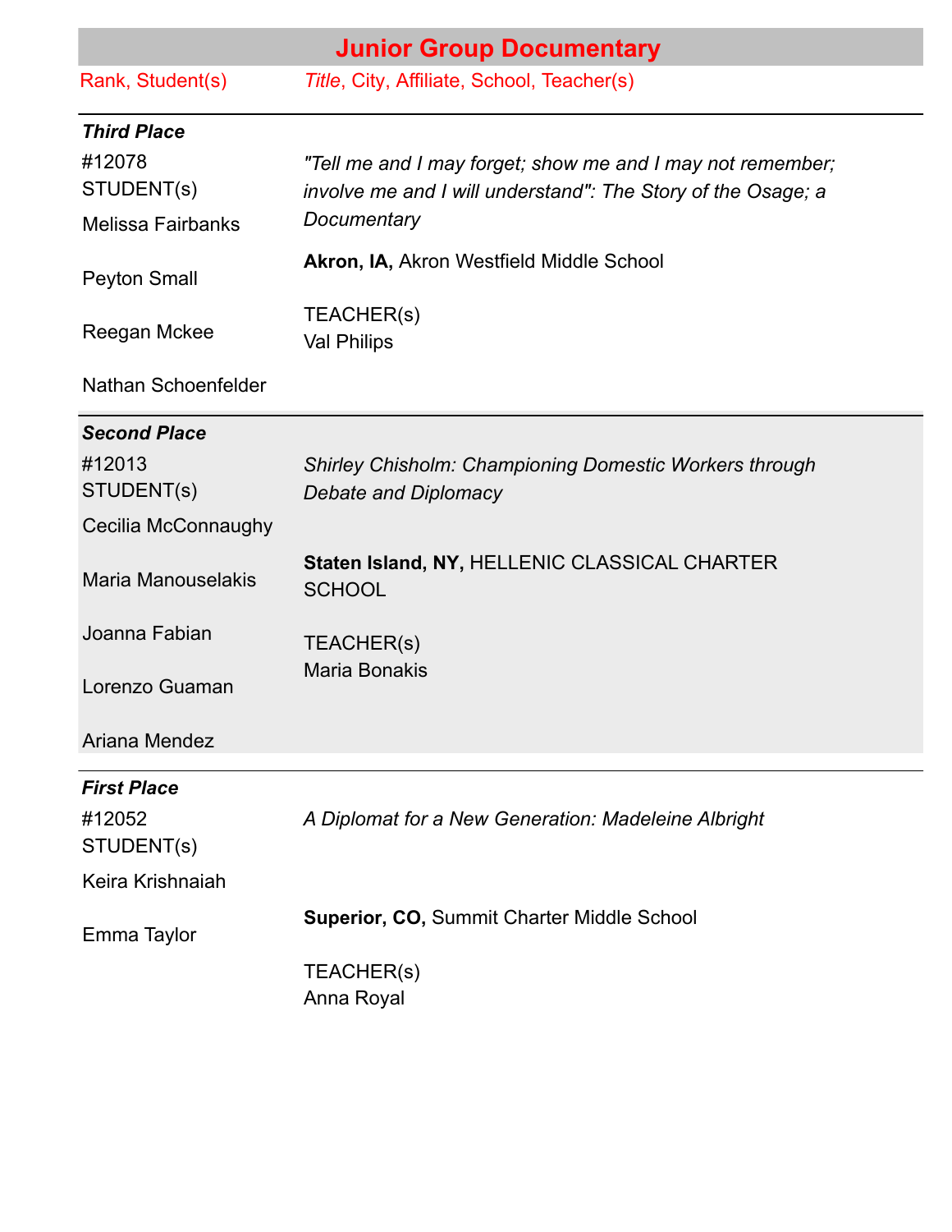# Junior Group Documentary

| Rank, Student(s) | *Title*, City, Affiliate, School, Teacher(s) |
|---|---|
| ***Third Place*** | |
| #12078<br>STUDENT(s)<br>Melissa Fairbanks<br>Peyton Small<br>Reegan Mckee<br>Nathan Schoenfelder | *"Tell me and I may forget; show me and I may not remember; involve me and I will understand": The Story of the Osage; a Documentary*<br>**Akron, IA,** Akron Westfield Middle School<br>TEACHER(s)<br>Val Philips |
| ***Second Place*** | |
| #12013<br>STUDENT(s)<br>Cecilia McConnaughy<br>Maria Manouselakis<br>Joanna Fabian<br>Lorenzo Guaman<br>Ariana Mendez | *Shirley Chisholm: Championing Domestic Workers through Debate and Diplomacy*<br>**Staten Island, NY,** HELLENIC CLASSICAL CHARTER SCHOOL<br>TEACHER(s)<br>Maria Bonakis |
| ***First Place*** | |
| #12052<br>STUDENT(s)<br>Keira Krishnaiah<br>Emma Taylor | *A Diplomat for a New Generation: Madeleine Albright*<br>**Superior, CO,** Summit Charter Middle School<br>TEACHER(s)<br>Anna Royal |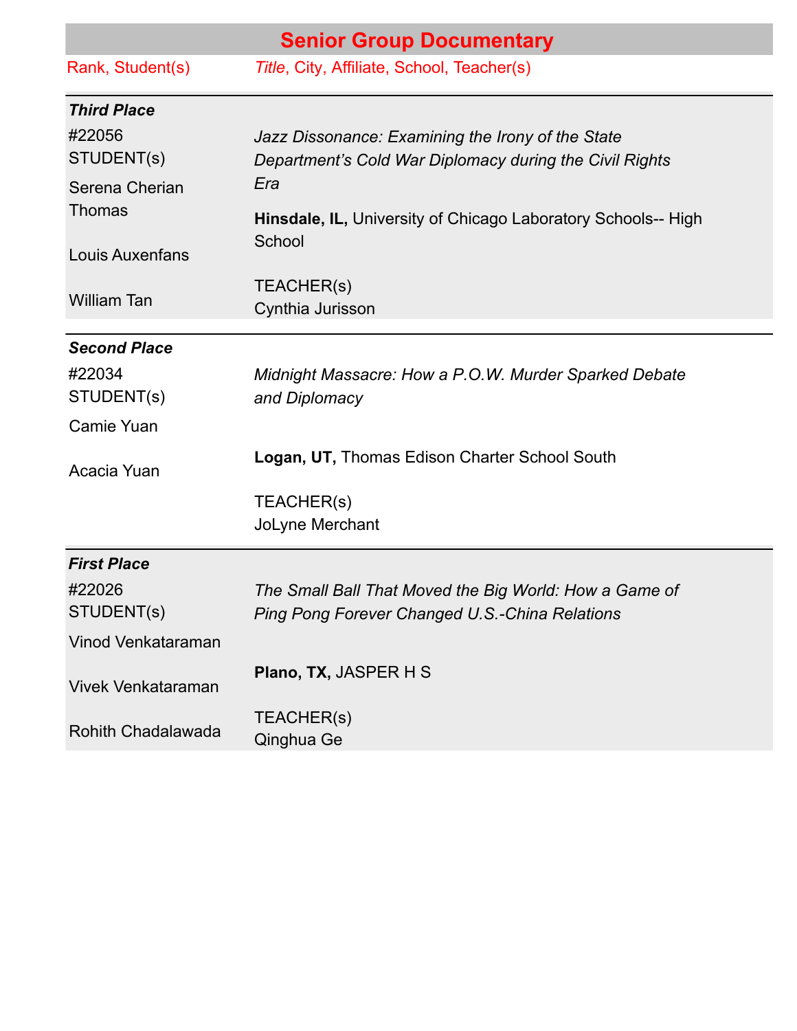## Senior Group Documentary

| Rank, Student(s) | *Title*, City, Affiliate, School, Teacher(s) |
| --- | --- |
| ***Third Place*** | |
| #22056<br>STUDENT(s)<br>Serena Cherian Thomas<br>Louis Auxenfans<br>William Tan | *Jazz Dissonance: Examining the Irony of the State Department's Cold War Diplomacy during the Civil Rights Era*<br>**Hinsdale, IL,** University of Chicago Laboratory Schools-- High School<br>TEACHER(s)<br>Cynthia Jurisson |
| ***Second Place*** | |
| #22034<br>STUDENT(s)<br>Camie Yuan<br>Acacia Yuan | *Midnight Massacre: How a P.O.W. Murder Sparked Debate and Diplomacy*<br>**Logan, UT,** Thomas Edison Charter School South<br>TEACHER(s)<br>JoLyne Merchant |
| ***First Place*** | |
| #22026<br>STUDENT(s)<br>Vinod Venkataraman<br>Vivek Venkataraman<br>Rohith Chadalawada | *The Small Ball That Moved the Big World: How a Game of Ping Pong Forever Changed U.S.-China Relations*<br>**Plano, TX,** JASPER H S<br>TEACHER(s)<br>Qinghua Ge |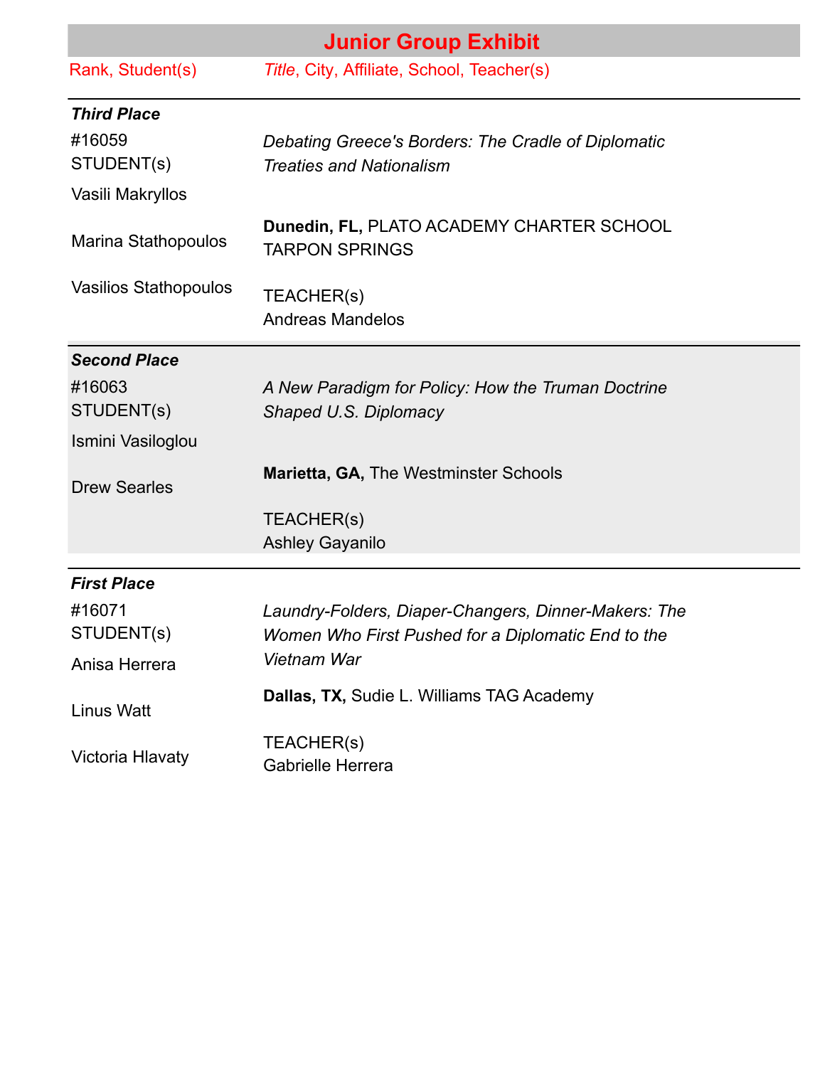## Junior Group Exhibit

| Rank, Student(s) | *Title*, City, Affiliate, School, Teacher(s) |
|---|---|
| ***Third Place*** | |
| #16059<br>STUDENT(s)<br>Vasili Makryllos<br>Marina Stathopoulos<br>Vasilios Stathopoulos | *Debating Greece's Borders: The Cradle of Diplomatic Treaties and Nationalism*<br>**Dunedin, FL,** PLATO ACADEMY CHARTER SCHOOL TARPON SPRINGS<br>TEACHER(s)<br>Andreas Mandelos |
| ***Second Place*** | |
| #16063<br>STUDENT(s)<br>Ismini Vasiloglou<br>Drew Searles | *A New Paradigm for Policy: How the Truman Doctrine Shaped U.S. Diplomacy*<br>**Marietta, GA,** The Westminster Schools<br>TEACHER(s)<br>Ashley Gayanilo |
| ***First Place*** | |
| #16071<br>STUDENT(s)<br>Anisa Herrera<br>Linus Watt<br>Victoria Hlavaty | *Laundry-Folders, Diaper-Changers, Dinner-Makers: The Women Who First Pushed for a Diplomatic End to the Vietnam War*<br>**Dallas, TX,** Sudie L. Williams TAG Academy<br>TEACHER(s)<br>Gabrielle Herrera |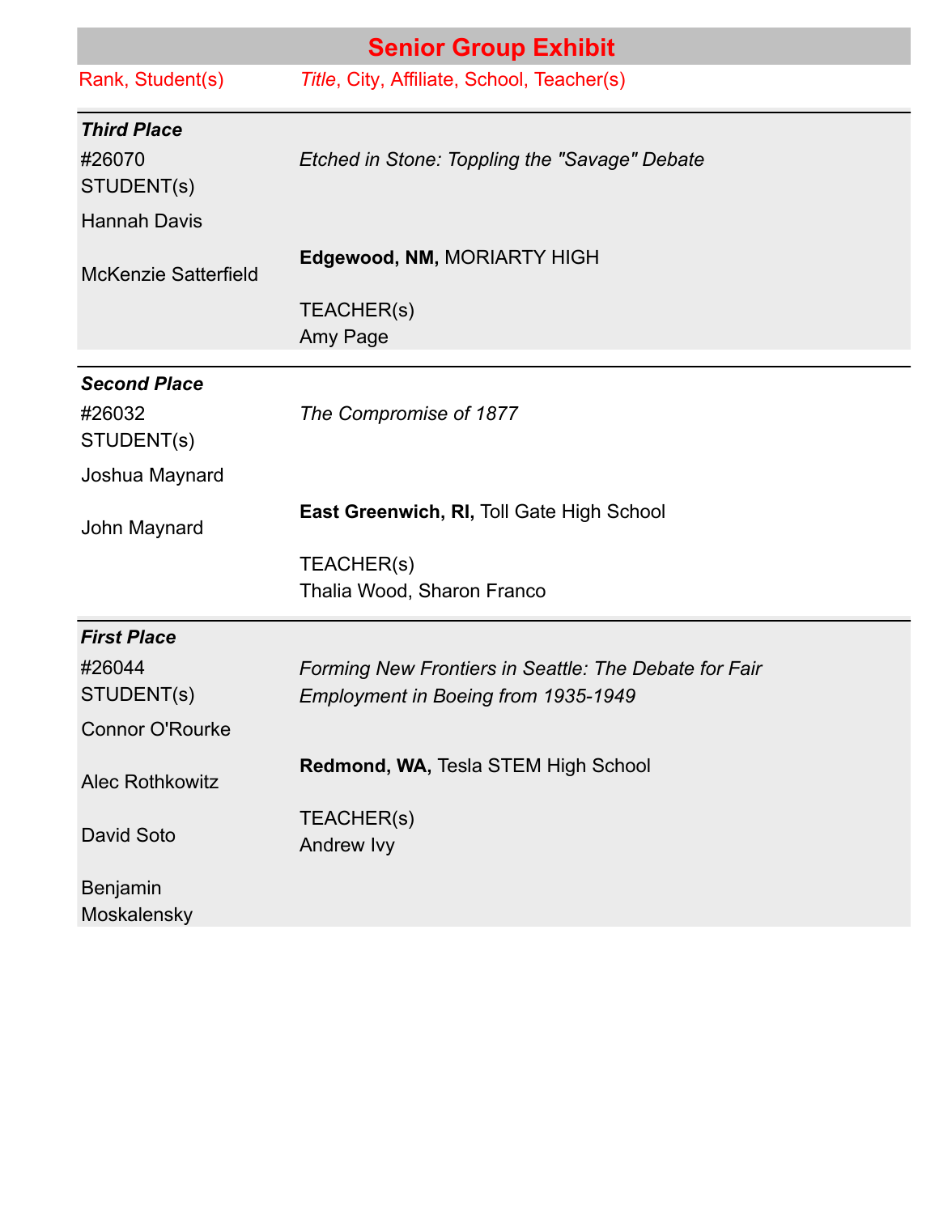## Senior Group Exhibit

| Rank, Student(s) | *Title*, City, Affiliate, School, Teacher(s) |
|---|---|
| ***Third Place*** | |
| #26070 | *Etched in Stone: Toppling the "Savage" Debate* |
| STUDENT(s) | |
| Hannah Davis | |
| McKenzie Satterfield | **Edgewood, NM,** MORIARTY HIGH |
| | TEACHER(s) |
| | Amy Page |
| ***Second Place*** | |
| #26032 | *The Compromise of 1877* |
| STUDENT(s) | |
| Joshua Maynard | |
| John Maynard | **East Greenwich, RI,** Toll Gate High School |
| | TEACHER(s) |
| | Thalia Wood, Sharon Franco |
| ***First Place*** | |
| #26044 | *Forming New Frontiers in Seattle: The Debate for Fair Employment in Boeing from 1935-1949* |
| STUDENT(s) | |
| Connor O'Rourke | |
| Alec Rothkowitz | **Redmond, WA,** Tesla STEM High School |
| David Soto | TEACHER(s) |
| | Andrew Ivy |
| Benjamin Moskalensky | |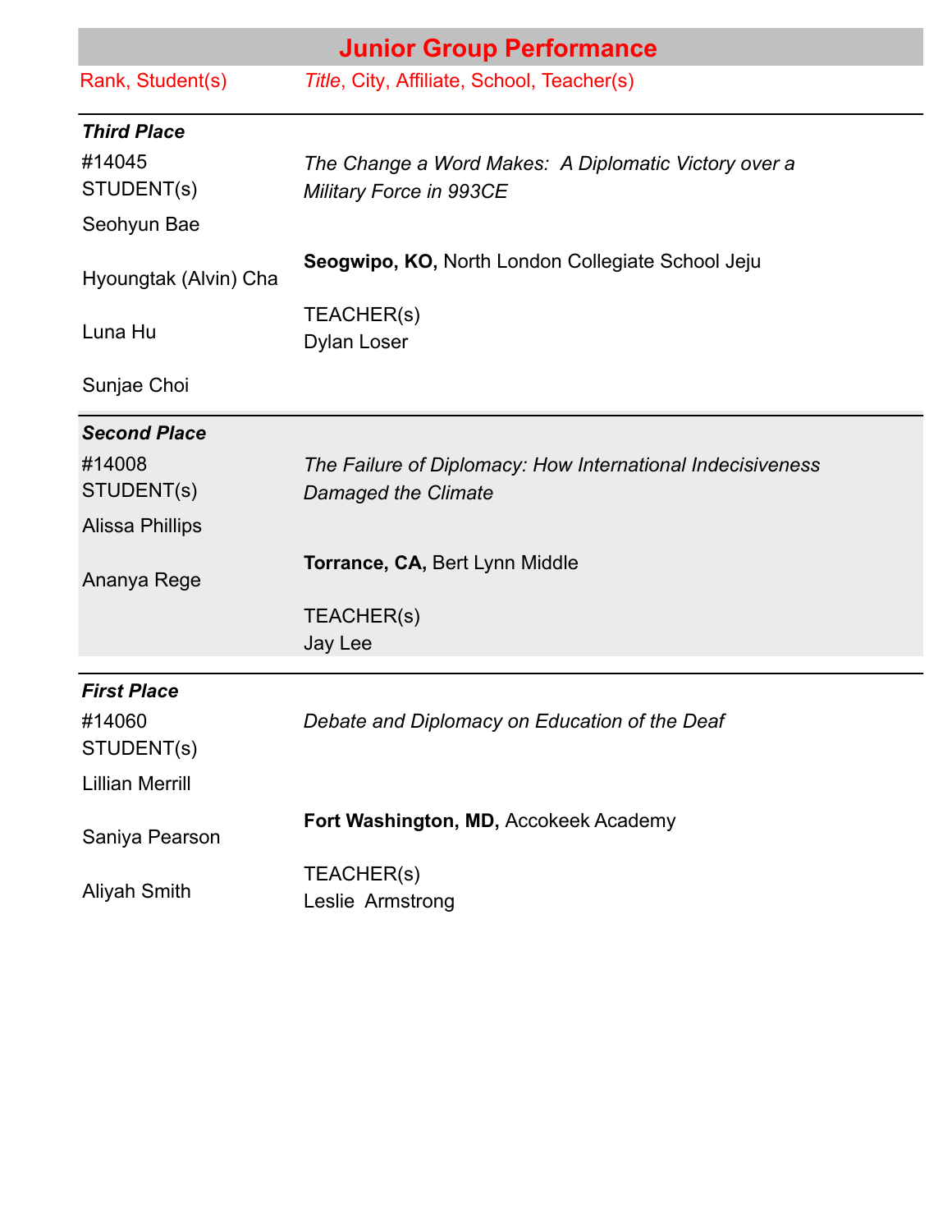## Junior Group Performance

| Rank, Student(s) | *Title*, City, Affiliate, School, Teacher(s) |
| --- | --- |
| ***Third Place*** | |
| #14045 | *The Change a Word Makes: A Diplomatic Victory over a Military Force in 993CE* |
| STUDENT(s) | |
| Seohyun Bae | |
| Hyoungtak (Alvin) Cha | **Seogwipo, KO,** North London Collegiate School Jeju |
| Luna Hu | TEACHER(s)<br>Dylan Loser |
| Sunjae Choi | |
| ***Second Place*** | |
| #14008 | *The Failure of Diplomacy: How International Indecisiveness Damaged the Climate* |
| STUDENT(s) | |
| Alissa Phillips | |
| Ananya Rege | **Torrance, CA,** Bert Lynn Middle |
| | TEACHER(s)<br>Jay Lee |
| ***First Place*** | |
| #14060 | *Debate and Diplomacy on Education of the Deaf* |
| STUDENT(s) | |
| Lillian Merrill | |
| Saniya Pearson | **Fort Washington, MD,** Accokeek Academy |
| Aliyah Smith | TEACHER(s)<br>Leslie Armstrong |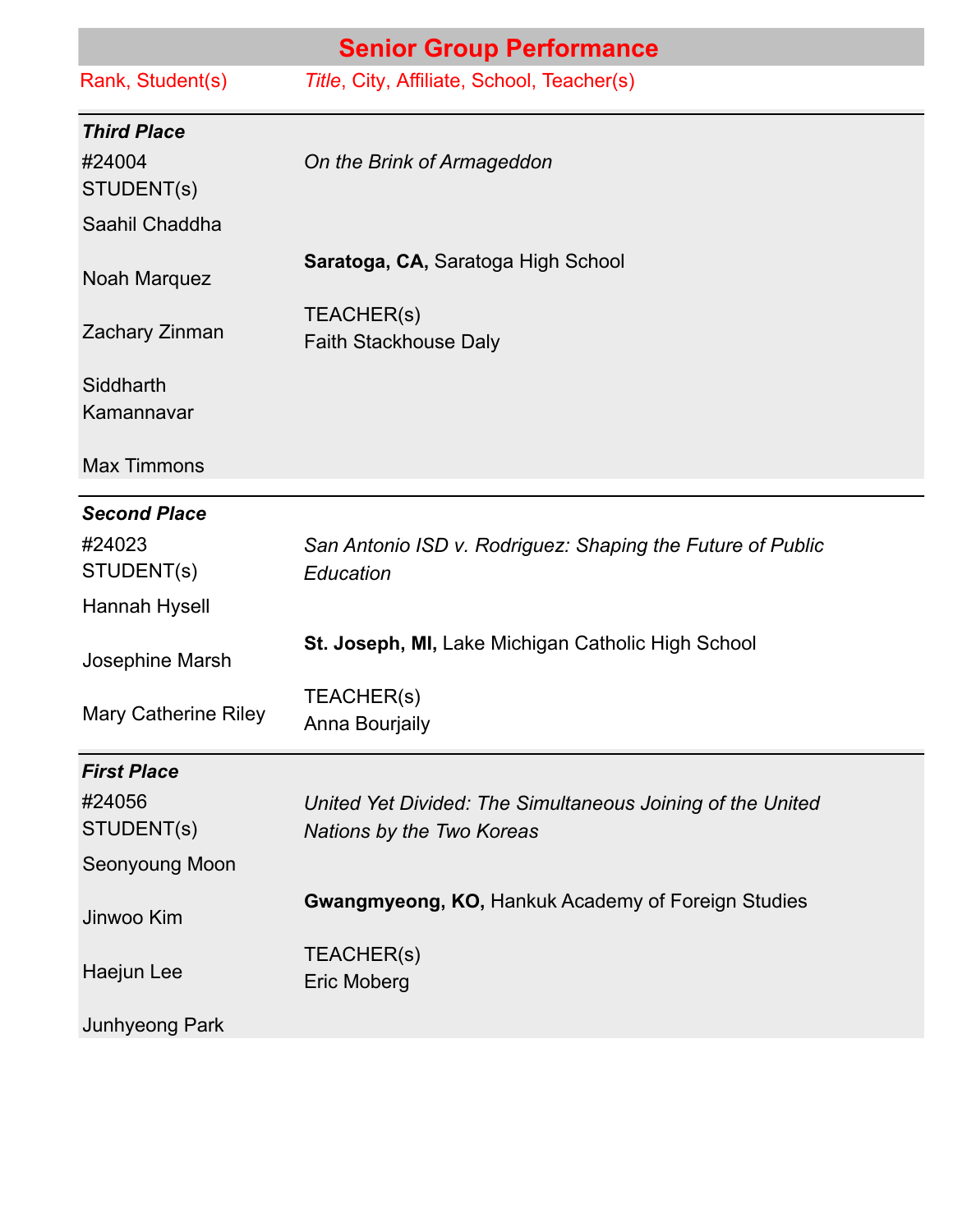## Senior Group Performance

| Rank, Student(s) | *Title*, City, Affiliate, School, Teacher(s) |
|---|---|
| ***Third Place*** | |
| #24004<br>STUDENT(s)<br>Saahil Chaddha<br>Noah Marquez<br>Zachary Zinman<br>Siddharth Kamannavar<br>Max Timmons | *On the Brink of Armageddon*<br>**Saratoga, CA,** Saratoga High School<br>TEACHER(s)<br>Faith Stackhouse Daly |
| ***Second Place*** | |
| #24023<br>STUDENT(s)<br>Hannah Hysell<br>Josephine Marsh<br>Mary Catherine Riley | *San Antonio ISD v. Rodriguez: Shaping the Future of Public Education*<br>**St. Joseph, MI,** Lake Michigan Catholic High School<br>TEACHER(s)<br>Anna Bourjaily |
| ***First Place*** | |
| #24056<br>STUDENT(s)<br>Seonyoung Moon<br>Jinwoo Kim<br>Haejun Lee<br>Junhyeong Park | *United Yet Divided: The Simultaneous Joining of the United Nations by the Two Koreas*<br>**Gwangmyeong, KO,** Hankuk Academy of Foreign Studies<br>TEACHER(s)<br>Eric Moberg |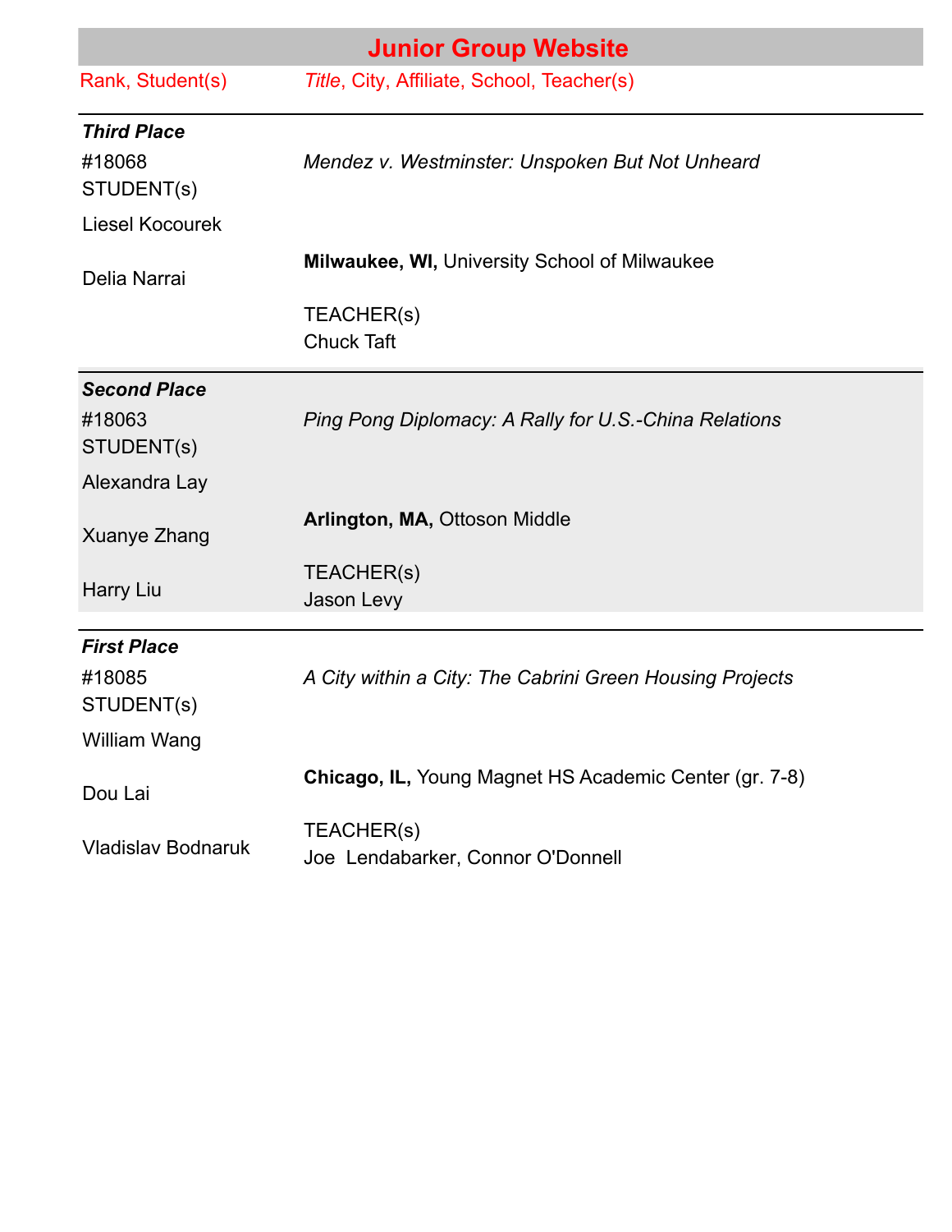## Junior Group Website

| Rank, Student(s) | *Title*, City, Affiliate, School, Teacher(s) |
|---|---|
| ***Third Place*** | |
| #18068 | *Mendez v. Westminster: Unspoken But Not Unheard* |
| STUDENT(s) | |
| Liesel Kocourek | |
| Delia Narrai | **Milwaukee, WI,** University School of Milwaukee |
| | TEACHER(s) |
| | Chuck Taft |
| ***Second Place*** | |
| #18063 | *Ping Pong Diplomacy: A Rally for U.S.-China Relations* |
| STUDENT(s) | |
| Alexandra Lay | |
| Xuanye Zhang | **Arlington, MA,** Ottoson Middle |
| Harry Liu | TEACHER(s) |
| | Jason Levy |
| ***First Place*** | |
| #18085 | *A City within a City: The Cabrini Green Housing Projects* |
| STUDENT(s) | |
| William Wang | |
| Dou Lai | **Chicago, IL,** Young Magnet HS Academic Center (gr. 7-8) |
| Vladislav Bodnaruk | TEACHER(s) |
| | Joe Lendabarker, Connor O'Donnell |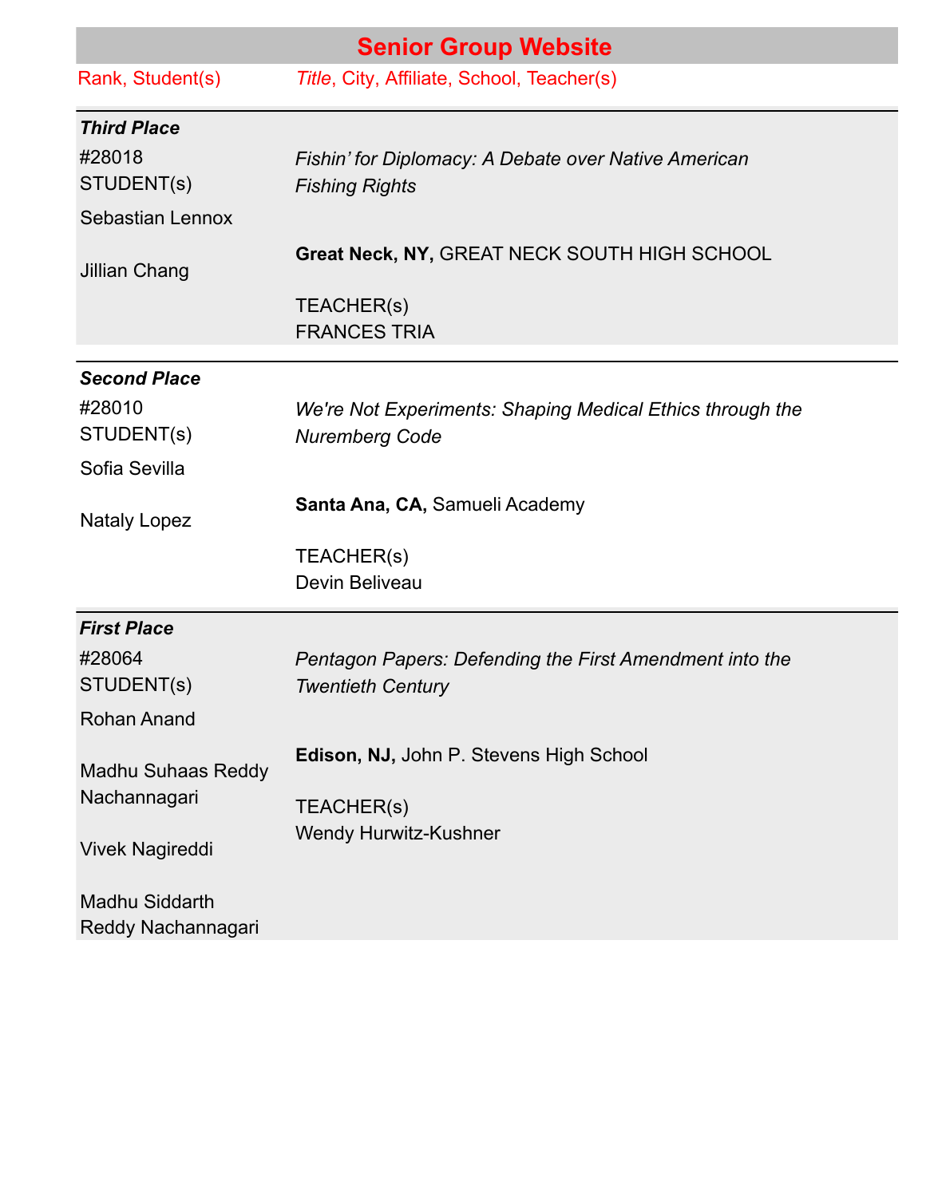## Senior Group Website

| Rank, Student(s) | *Title*, City, Affiliate, School, Teacher(s) |
|---|---|
| ***Third Place*** | |
| #28018<br>STUDENT(s)<br>Sebastian Lennox<br>Jillian Chang | *Fishin' for Diplomacy: A Debate over Native American Fishing Rights*<br>**Great Neck, NY,** GREAT NECK SOUTH HIGH SCHOOL<br>TEACHER(s)<br>FRANCES TRIA |
| ***Second Place*** | |
| #28010<br>STUDENT(s)<br>Sofia Sevilla<br>Nataly Lopez | *We're Not Experiments: Shaping Medical Ethics through the Nuremberg Code*<br>**Santa Ana, CA,** Samueli Academy<br>TEACHER(s)<br>Devin Beliveau |
| ***First Place*** | |
| #28064<br>STUDENT(s)<br>Rohan Anand<br>Madhu Suhaas Reddy Nachannagari<br>Vivek Nagireddi<br>Madhu Siddarth Reddy Nachannagari | *Pentagon Papers: Defending the First Amendment into the Twentieth Century*<br>**Edison, NJ,** John P. Stevens High School<br>TEACHER(s)<br>Wendy Hurwitz-Kushner |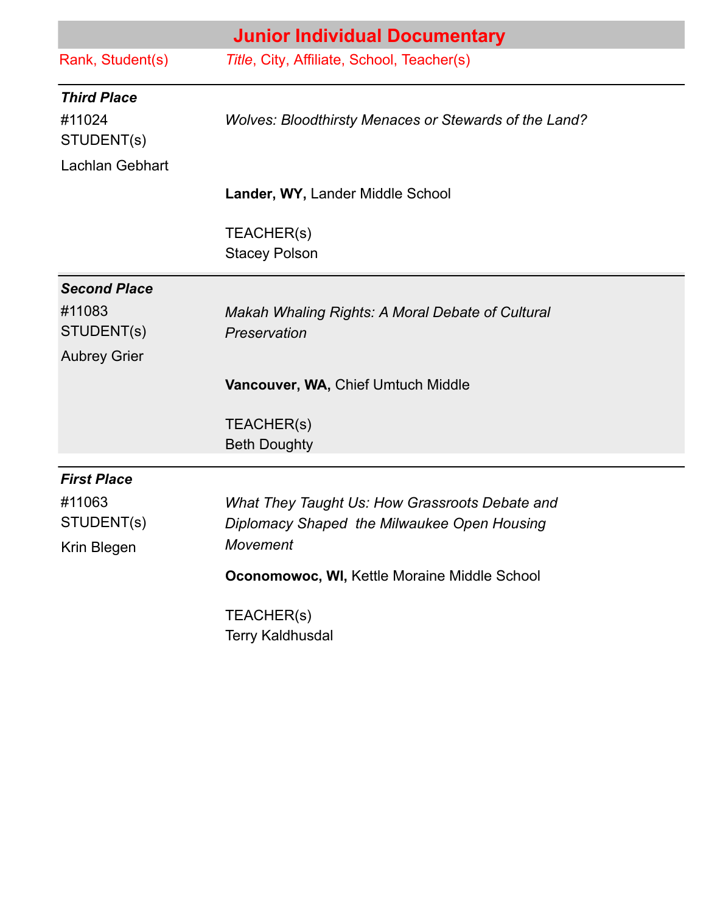## Junior Individual Documentary

| Rank, Student(s) | *Title*, City, Affiliate, School, Teacher(s) |
|---|---|
| ***Third Place*** | |
| #11024 STUDENT(s) Lachlan Gebhart | *Wolves: Bloodthirsty Menaces or Stewards of the Land?* **Lander, WY,** Lander Middle School TEACHER(s) Stacey Polson |
| ***Second Place*** | |
| #11083 STUDENT(s) Aubrey Grier | *Makah Whaling Rights: A Moral Debate of Cultural Preservation* **Vancouver, WA,** Chief Umtuch Middle TEACHER(s) Beth Doughty |
| ***First Place*** | |
| #11063 STUDENT(s) Krin Blegen | *What They Taught Us: How Grassroots Debate and Diplomacy Shaped the Milwaukee Open Housing Movement* **Oconomowoc, WI,** Kettle Moraine Middle School TEACHER(s) Terry Kaldhusdal |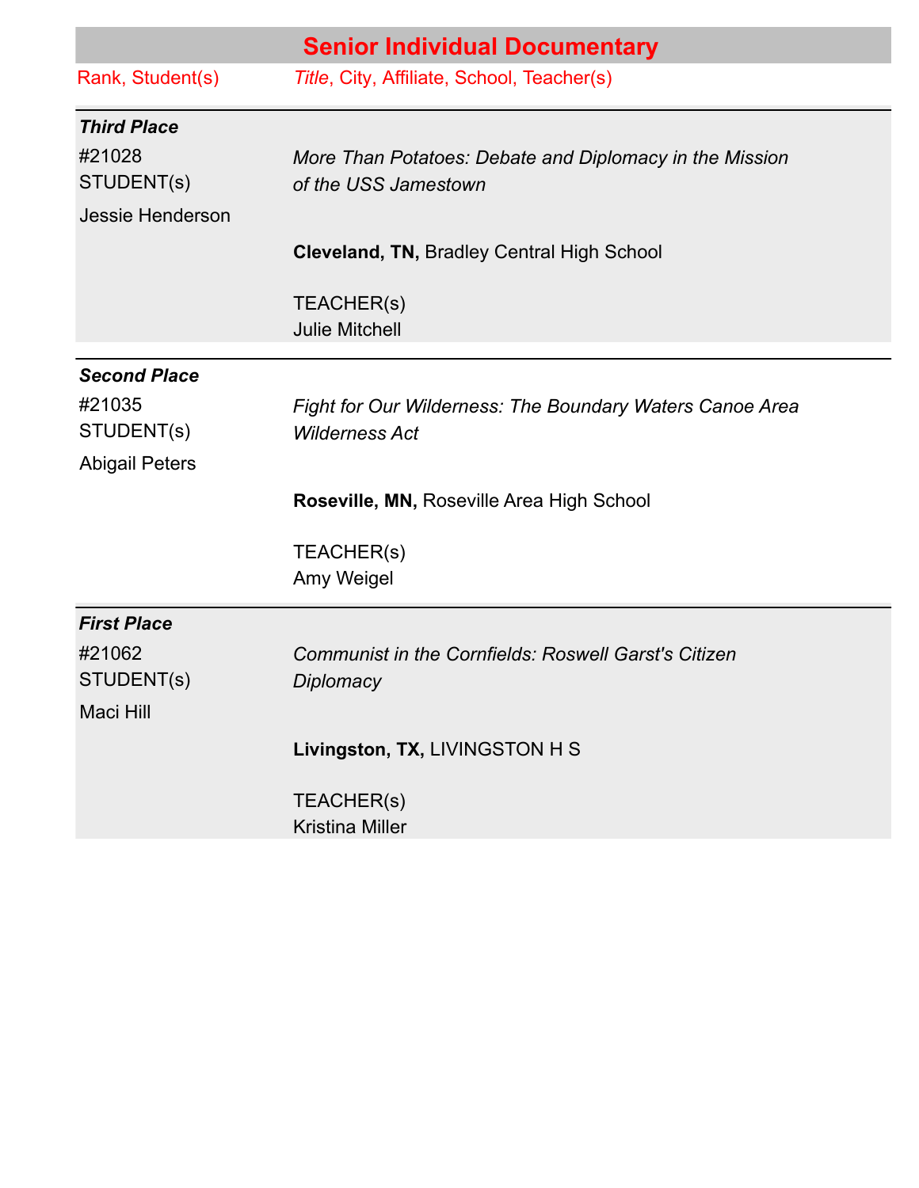## Senior Individual Documentary

| Rank, Student(s) | *Title*, City, Affiliate, School, Teacher(s) |
|---|---|
| ***Third Place***<br>#21028<br>STUDENT(s)<br>Jessie Henderson | *More Than Potatoes: Debate and Diplomacy in the Mission of the USS Jamestown*<br><br>**Cleveland, TN,** Bradley Central High School<br><br>TEACHER(s)<br>Julie Mitchell |
| ***Second Place***<br>#21035<br>STUDENT(s)<br>Abigail Peters | *Fight for Our Wilderness: The Boundary Waters Canoe Area Wilderness Act*<br><br>**Roseville, MN,** Roseville Area High School<br><br>TEACHER(s)<br>Amy Weigel |
| ***First Place***<br>#21062<br>STUDENT(s)<br>Maci Hill | *Communist in the Cornfields: Roswell Garst's Citizen Diplomacy*<br><br>**Livingston, TX,** LIVINGSTON H S<br><br>TEACHER(s)<br>Kristina Miller |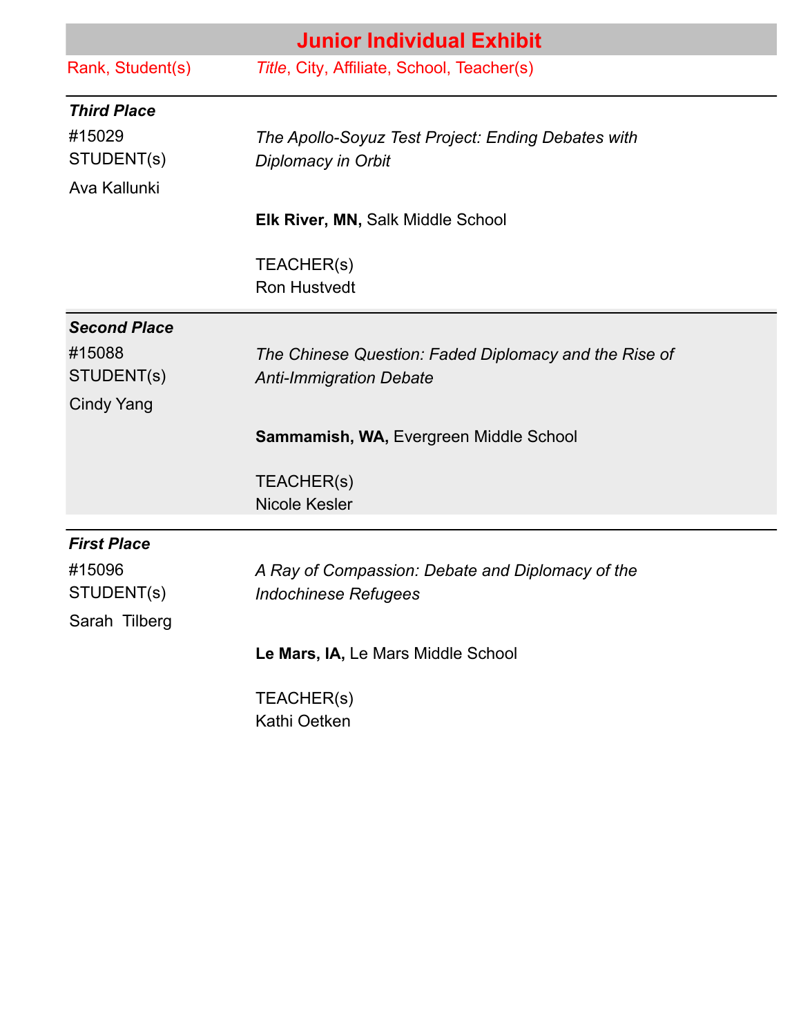## Junior Individual Exhibit

| Rank, Student(s) | *Title*, City, Affiliate, School, Teacher(s) |
| --- | --- |
| ***Third Place***<br>#15029<br>STUDENT(s)<br>Ava Kallunki | *The Apollo-Soyuz Test Project: Ending Debates with Diplomacy in Orbit*<br><br>**Elk River, MN,** Salk Middle School<br><br>TEACHER(s)<br>Ron Hustvedt |
| ***Second Place***<br>#15088<br>STUDENT(s)<br>Cindy Yang | *The Chinese Question: Faded Diplomacy and the Rise of Anti-Immigration Debate*<br><br>**Sammamish, WA,** Evergreen Middle School<br><br>TEACHER(s)<br>Nicole Kesler |
| ***First Place***<br>#15096<br>STUDENT(s)<br>Sarah Tilberg | *A Ray of Compassion: Debate and Diplomacy of the Indochinese Refugees*<br><br>**Le Mars, IA,** Le Mars Middle School<br><br>TEACHER(s)<br>Kathi Oetken |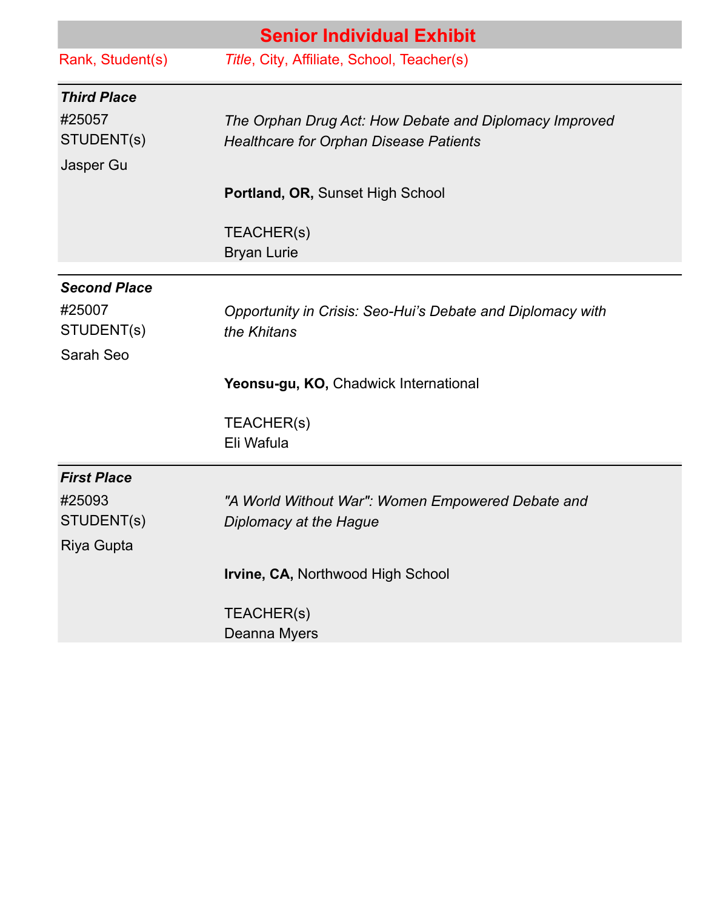## Senior Individual Exhibit

| Rank, Student(s) | *Title*, City, Affiliate, School, Teacher(s) |
|---|---|
| ***Third Place*** | |
| #25057<br>STUDENT(s)<br>Jasper Gu | *The Orphan Drug Act: How Debate and Diplomacy Improved Healthcare for Orphan Disease Patients*<br><br>**Portland, OR,** Sunset High School<br><br>TEACHER(s)<br>Bryan Lurie |
| ***Second Place*** | |
| #25007<br>STUDENT(s)<br>Sarah Seo | *Opportunity in Crisis: Seo-Hui's Debate and Diplomacy with the Khitans*<br><br>**Yeonsu-gu, KO,** Chadwick International<br><br>TEACHER(s)<br>Eli Wafula |
| ***First Place*** | |
| #25093<br>STUDENT(s)<br>Riya Gupta | *"A World Without War": Women Empowered Debate and Diplomacy at the Hague*<br><br>**Irvine, CA,** Northwood High School<br><br>TEACHER(s)<br>Deanna Myers |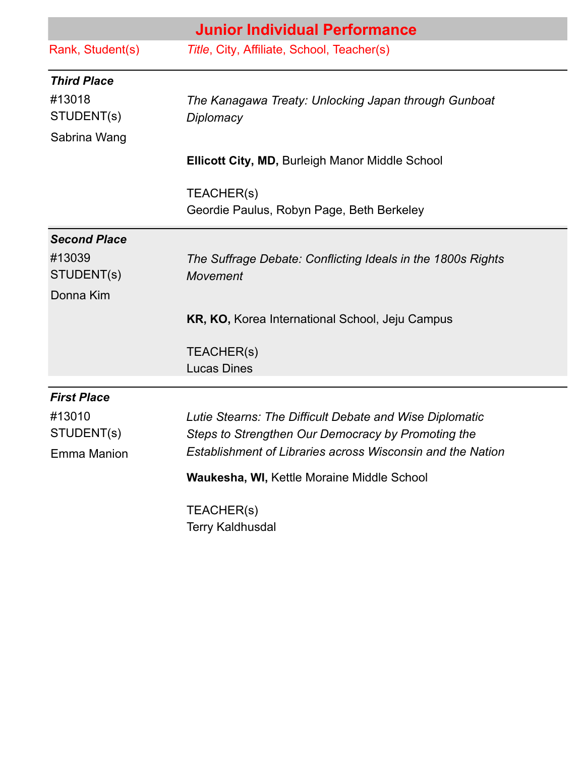## Junior Individual Performance

| Rank, Student(s) | *Title*, City, Affiliate, School, Teacher(s) |
|---|---|
| ***Third Place***<br>#13018<br>STUDENT(s)<br>Sabrina Wang | *The Kanagawa Treaty: Unlocking Japan through Gunboat Diplomacy*<br><br>**Ellicott City, MD,** Burleigh Manor Middle School<br><br>TEACHER(s)<br>Geordie Paulus, Robyn Page, Beth Berkeley |
| ***Second Place***<br>#13039<br>STUDENT(s)<br>Donna Kim | *The Suffrage Debate: Conflicting Ideals in the 1800s Rights Movement*<br><br>**KR, KO,** Korea International School, Jeju Campus<br><br>TEACHER(s)<br>Lucas Dines |
| ***First Place***<br>#13010<br>STUDENT(s)<br>Emma Manion | *Lutie Stearns: The Difficult Debate and Wise Diplomatic Steps to Strengthen Our Democracy by Promoting the Establishment of Libraries across Wisconsin and the Nation*<br><br>**Waukesha, WI,** Kettle Moraine Middle School<br><br>TEACHER(s)<br>Terry Kaldhusdal |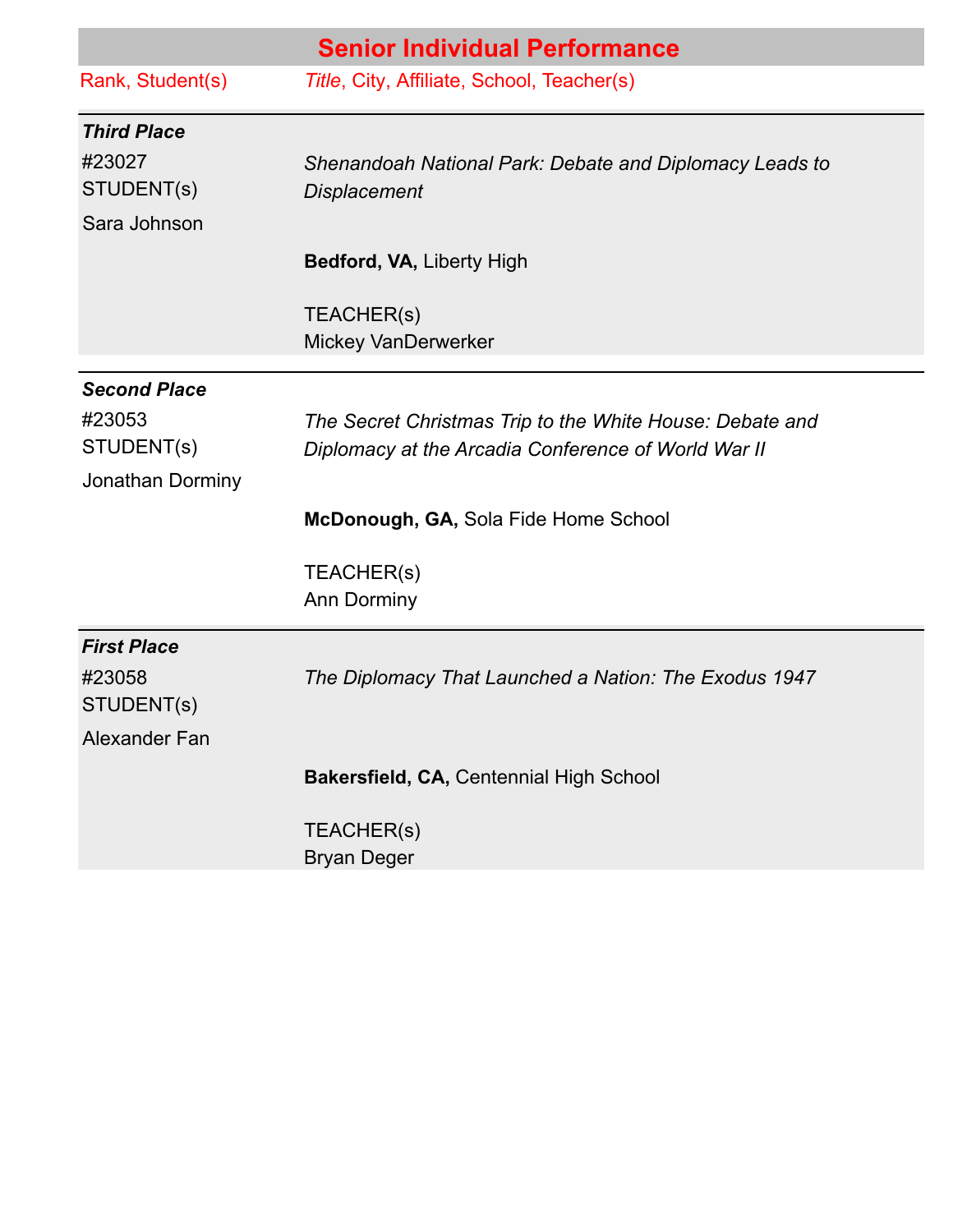## Senior Individual Performance

| Rank, Student(s) | *Title*, City, Affiliate, School, Teacher(s) |
| --- | --- |
| ***Third Place*** | |
| #23027<br>STUDENT(s)<br>Sara Johnson | *Shenandoah National Park: Debate and Diplomacy Leads to Displacement*<br><br>**Bedford, VA,** Liberty High<br><br>TEACHER(s)<br>Mickey VanDerwerker |
| ***Second Place*** | |
| #23053<br>STUDENT(s)<br>Jonathan Dorminy | *The Secret Christmas Trip to the White House: Debate and Diplomacy at the Arcadia Conference of World War II*<br><br>**McDonough, GA,** Sola Fide Home School<br><br>TEACHER(s)<br>Ann Dorminy |
| ***First Place*** | |
| #23058<br>STUDENT(s)<br>Alexander Fan | *The Diplomacy That Launched a Nation: The Exodus 1947*<br><br>**Bakersfield, CA,** Centennial High School<br><br>TEACHER(s)<br>Bryan Deger |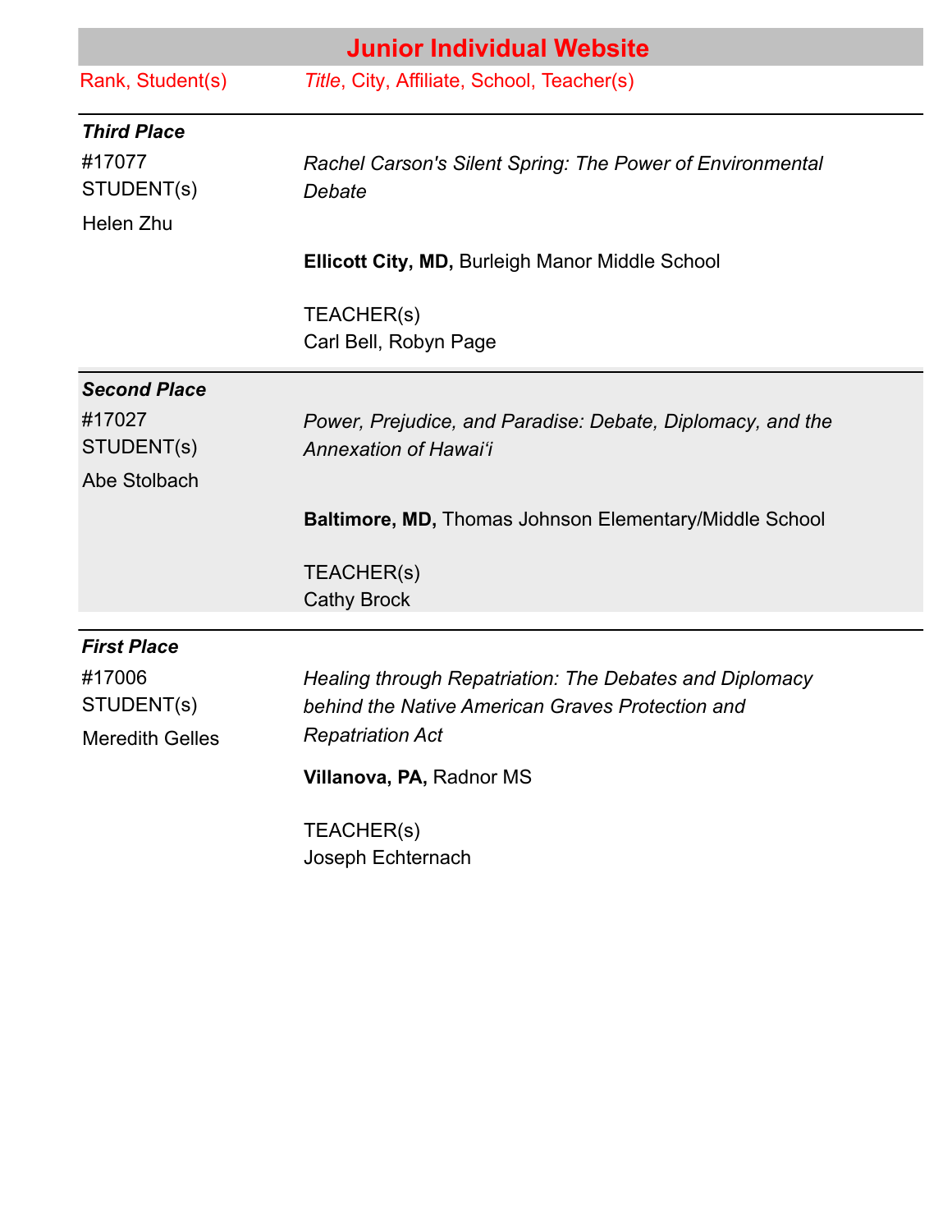## Junior Individual Website

| Rank, Student(s) | *Title*, City, Affiliate, School, Teacher(s) |
|---|---|
| ***Third Place*** | |
| #17077 STUDENT(s) Helen Zhu | *Rachel Carson's Silent Spring: The Power of Environmental Debate* **Ellicott City, MD,** Burleigh Manor Middle School TEACHER(s) Carl Bell, Robyn Page |
| ***Second Place*** | |
| #17027 STUDENT(s) Abe Stolbach | *Power, Prejudice, and Paradise: Debate, Diplomacy, and the Annexation of Hawai'i* **Baltimore, MD,** Thomas Johnson Elementary/Middle School TEACHER(s) Cathy Brock |
| ***First Place*** | |
| #17006 STUDENT(s) Meredith Gelles | *Healing through Repatriation: The Debates and Diplomacy behind the Native American Graves Protection and Repatriation Act* **Villanova, PA,** Radnor MS TEACHER(s) Joseph Echternach |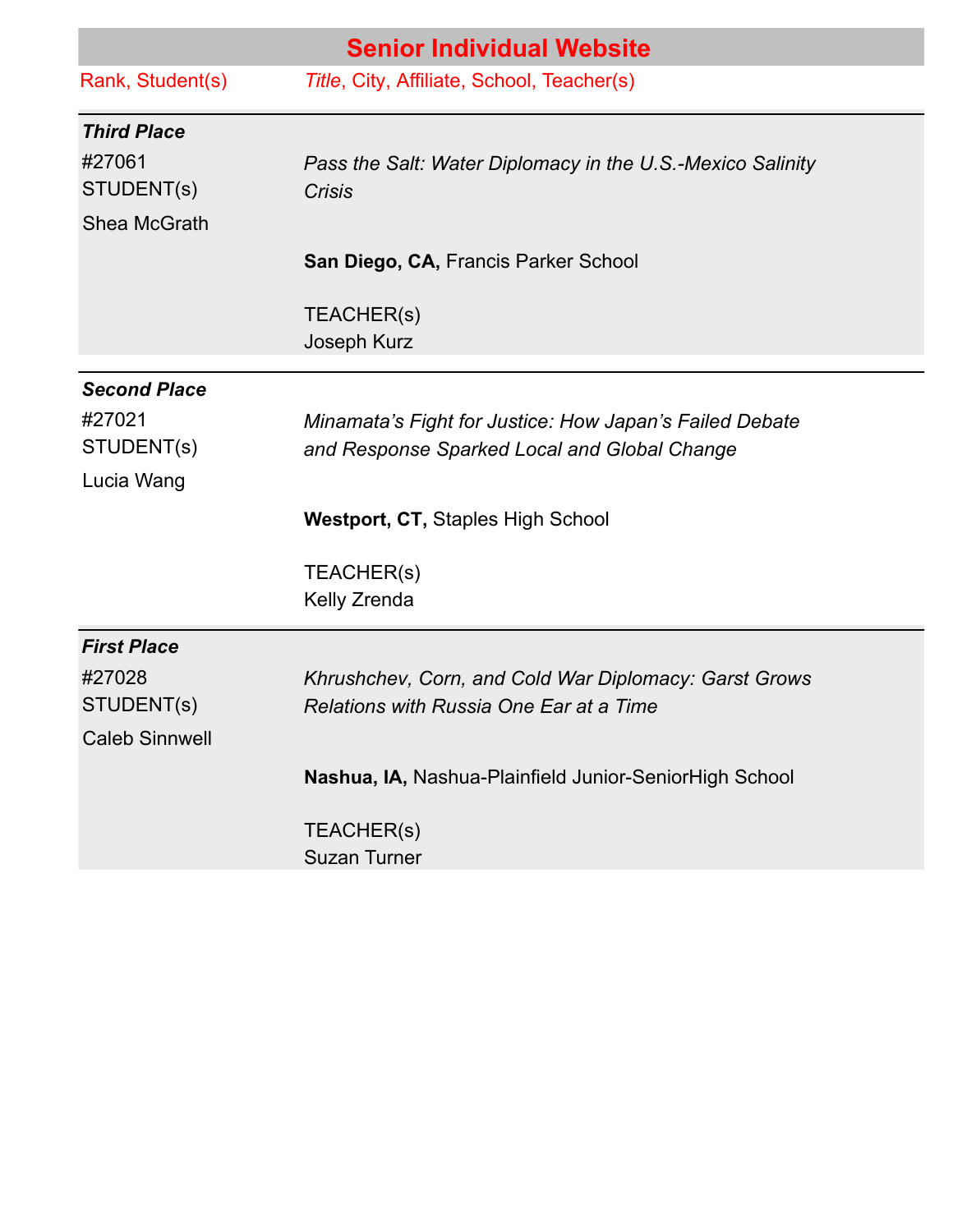## Senior Individual Website

| Rank, Student(s) | *Title*, City, Affiliate, School, Teacher(s) |
| --- | --- |
| ***Third Place***<br>#27061<br>STUDENT(s)<br>Shea McGrath | *Pass the Salt: Water Diplomacy in the U.S.-Mexico Salinity Crisis*<br><br>**San Diego, CA,** Francis Parker School<br><br>TEACHER(s)<br>Joseph Kurz |
| ***Second Place***<br>#27021<br>STUDENT(s)<br>Lucia Wang | *Minamata's Fight for Justice: How Japan's Failed Debate and Response Sparked Local and Global Change*<br><br>**Westport, CT,** Staples High School<br><br>TEACHER(s)<br>Kelly Zrenda |
| ***First Place***<br>#27028<br>STUDENT(s)<br>Caleb Sinnwell | *Khrushchev, Corn, and Cold War Diplomacy: Garst Grows Relations with Russia One Ear at a Time*<br><br>**Nashua, IA,** Nashua-Plainfield Junior-SeniorHigh School<br><br>TEACHER(s)<br>Suzan Turner |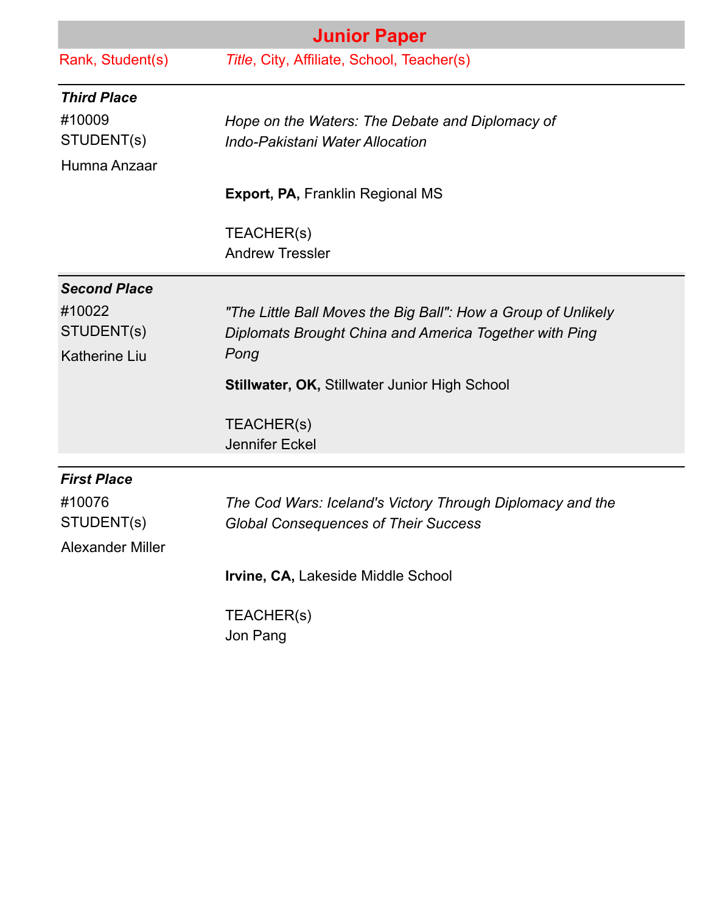## Junior Paper

| Rank, Student(s) | *Title*, City, Affiliate, School, Teacher(s) |
|---|---|
| ***Third Place***<br>#10009<br>STUDENT(s)<br>Humna Anzaar | *Hope on the Waters: The Debate and Diplomacy of Indo-Pakistani Water Allocation*<br>**Export, PA,** Franklin Regional MS<br>TEACHER(s)<br>Andrew Tressler |
| ***Second Place***<br>#10022<br>STUDENT(s)<br>Katherine Liu | *"The Little Ball Moves the Big Ball": How a Group of Unlikely Diplomats Brought China and America Together with Ping Pong*<br>**Stillwater, OK,** Stillwater Junior High School<br>TEACHER(s)<br>Jennifer Eckel |
| ***First Place***<br>#10076<br>STUDENT(s)<br>Alexander Miller | *The Cod Wars: Iceland's Victory Through Diplomacy and the Global Consequences of Their Success*<br>**Irvine, CA,** Lakeside Middle School<br>TEACHER(s)<br>Jon Pang |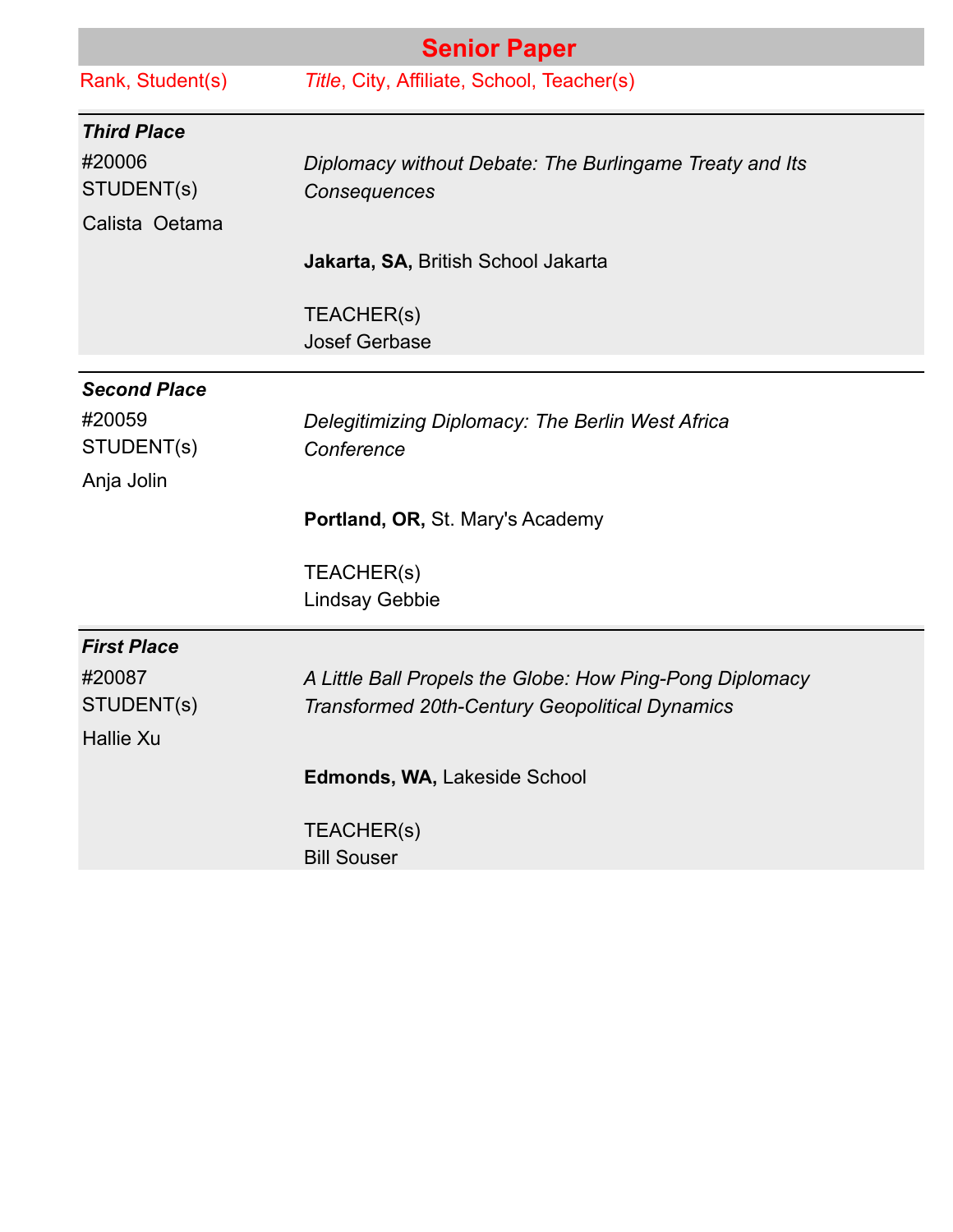## Senior Paper

| Rank, Student(s) | *Title*, City, Affiliate, School, Teacher(s) |
|---|---|
| ***Third Place***<br>#20006<br>STUDENT(s)<br>Calista Oetama | *Diplomacy without Debate: The Burlingame Treaty and Its Consequences*<br><br>**Jakarta, SA,** British School Jakarta<br><br>TEACHER(s)<br>Josef Gerbase |
| ***Second Place***<br>#20059<br>STUDENT(s)<br>Anja Jolin | *Delegitimizing Diplomacy: The Berlin West Africa Conference*<br><br>**Portland, OR,** St. Mary's Academy<br><br>TEACHER(s)<br>Lindsay Gebbie |
| ***First Place***<br>#20087<br>STUDENT(s)<br>Hallie Xu | *A Little Ball Propels the Globe: How Ping-Pong Diplomacy Transformed 20th-Century Geopolitical Dynamics*<br><br>**Edmonds, WA,** Lakeside School<br><br>TEACHER(s)<br>Bill Souser |